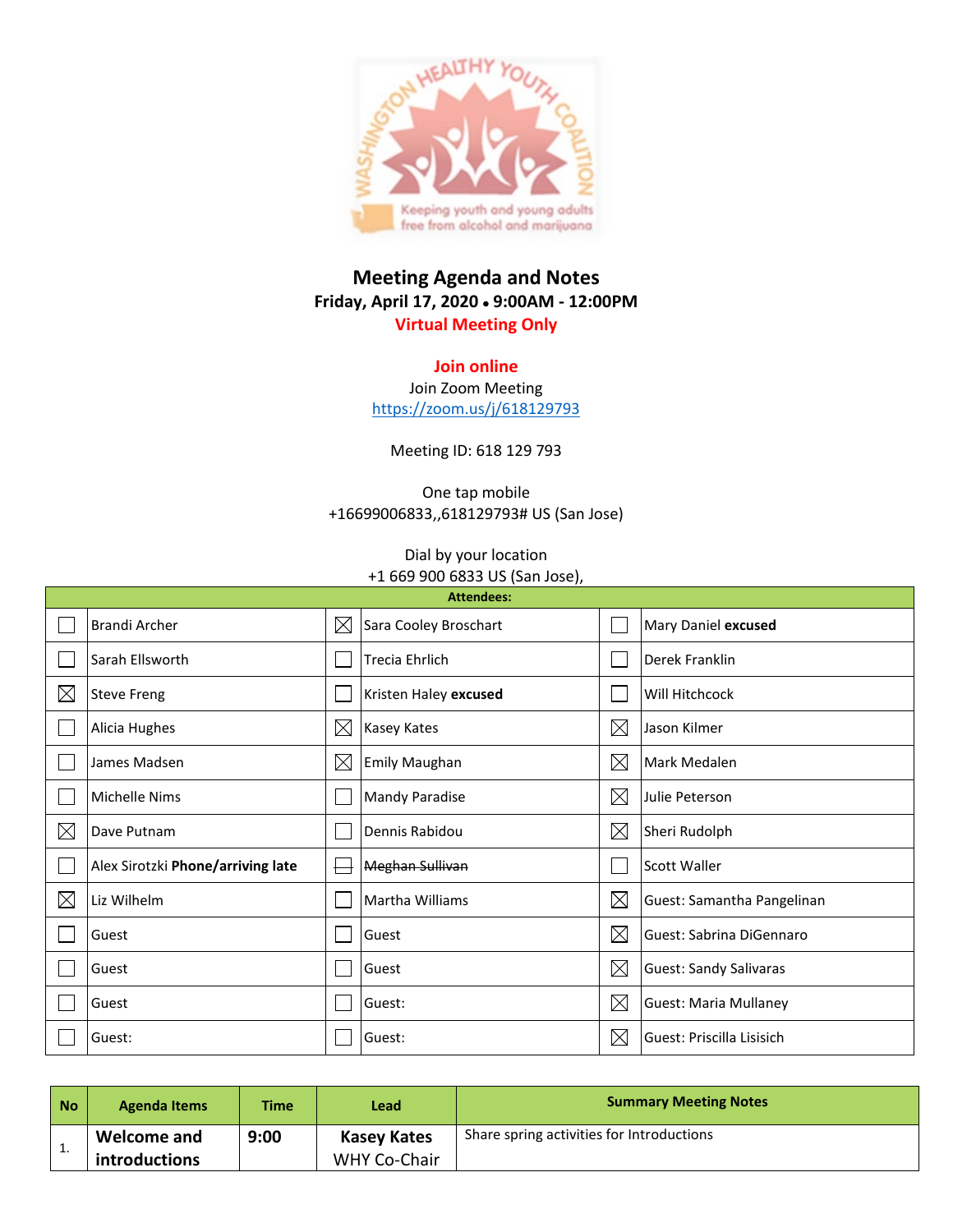# Meeting Agenda and Notes

**Friday, April 17, 2020 • 9:00AM - 12:00PM**

**Virtual Meeting Only**

**Join online**

Join Zoom Meeting

https://zoom.us/j/618129793

Meeting ID: 618 129 793

One tap mobile

+16699006833,,618129793# US (San Jose)

Dial by your location

+1 669 900 6833 US (San Jose),

| Attendees: | | | | | |
|---|---|---|---|---|---|
| ☐ | Brandi Archer | ☒ | Sara Cooley Broschart | ☐ | Mary Daniel **excused** |
| ☐ | Sarah Ellsworth | ☐ | Trecia Ehrlich | ☐ | Derek Franklin |
| ☒ | Steve Freng | ☐ | Kristen Haley **excused** | ☐ | Will Hitchcock |
| ☐ | Alicia Hughes | ☒ | Kasey Kates | ☒ | Jason Kilmer |
| ☐ | James Madsen | ☒ | Emily Maughan | ☒ | Mark Medalen |
| ☐ | Michelle Nims | ☐ | Mandy Paradise | ☒ | Julie Peterson |
| ☒ | Dave Putnam | ☐ | Dennis Rabidou | ☒ | Sheri Rudolph |
| ☐ | Alex Sirotzki **Phone/arriving late** | ☐ | ~~Meghan Sullivan~~ | ☐ | Scott Waller |
| ☒ | Liz Wilhelm | ☐ | Martha Williams | ☒ | Guest: Samantha Pangelinan |
| ☐ | Guest | ☐ | Guest | ☒ | Guest: Sabrina DiGennaro |
| ☐ | Guest | ☐ | Guest | ☒ | Guest: Sandy Salivaras |
| ☐ | Guest | ☐ | Guest: | ☒ | Guest: Maria Mullaney |
| ☐ | Guest: | ☐ | Guest: | ☒ | Guest: Priscilla Lisisich |

| No | Agenda Items | Time | Lead | Summary Meeting Notes |
|---|---|---|---|---|
| 1. | **Welcome and introductions** | **9:00** | **Kasey Kates** WHY Co-Chair | Share spring activities for Introductions |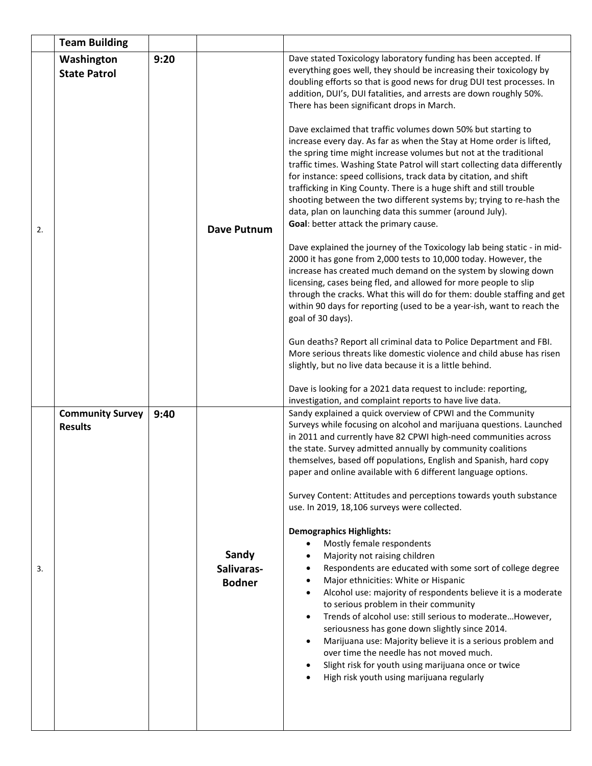| | Team Building | | | |
|---|---|---|---|---|
| 2. | **Washington State Patrol** | 9:20 | **Dave Putnum** | Dave stated Toxicology laboratory funding has been accepted. If everything goes well, they should be increasing their toxicology by doubling efforts so that is good news for drug DUI test processes. In addition, DUI's, DUI fatalities, and arrests are down roughly 50%. There has been significant drops in March.<br><br>Dave exclaimed that traffic volumes down 50% but starting to increase every day. As far as when the Stay at Home order is lifted, the spring time might increase volumes but not at the traditional traffic times. Washing State Patrol will start collecting data differently for instance: speed collisions, track data by citation, and shift trafficking in King County. There is a huge shift and still trouble shooting between the two different systems by; trying to re-hash the data, plan on launching data this summer (around July).<br>**Goal**: better attack the primary cause.<br><br>Dave explained the journey of the Toxicology lab being static - in mid-2000 it has gone from 2,000 tests to 10,000 today. However, the increase has created much demand on the system by slowing down licensing, cases being fled, and allowed for more people to slip through the cracks. What this will do for them: double staffing and get within 90 days for reporting (used to be a year-ish, want to reach the goal of 30 days).<br><br>Gun deaths? Report all criminal data to Police Department and FBI. More serious threats like domestic violence and child abuse has risen slightly, but no live data because it is a little behind.<br><br>Dave is looking for a 2021 data request to include: reporting, investigation, and complaint reports to have live data. |
| 3. | **Community Survey Results** | 9:40 | **Sandy Salivaras-Bodner** | Sandy explained a quick overview of CPWI and the Community Surveys while focusing on alcohol and marijuana questions. Launched in 2011 and currently have 82 CPWI high-need communities across the state. Survey admitted annually by community coalitions themselves, based off populations, English and Spanish, hard copy paper and online available with 6 different language options.<br><br>Survey Content: Attitudes and perceptions towards youth substance use. In 2019, 18,106 surveys were collected.<br><br>**Demographics Highlights:**<br>• Mostly female respondents<br>• Majority not raising children<br>• Respondents are educated with some sort of college degree<br>• Major ethnicities: White or Hispanic<br>• Alcohol use: majority of respondents believe it is a moderate to serious problem in their community<br>• Trends of alcohol use: still serious to moderate…However, seriousness has gone down slightly since 2014.<br>• Marijuana use: Majority believe it is a serious problem and over time the needle has not moved much.<br>• Slight risk for youth using marijuana once or twice<br>• High risk youth using marijuana regularly |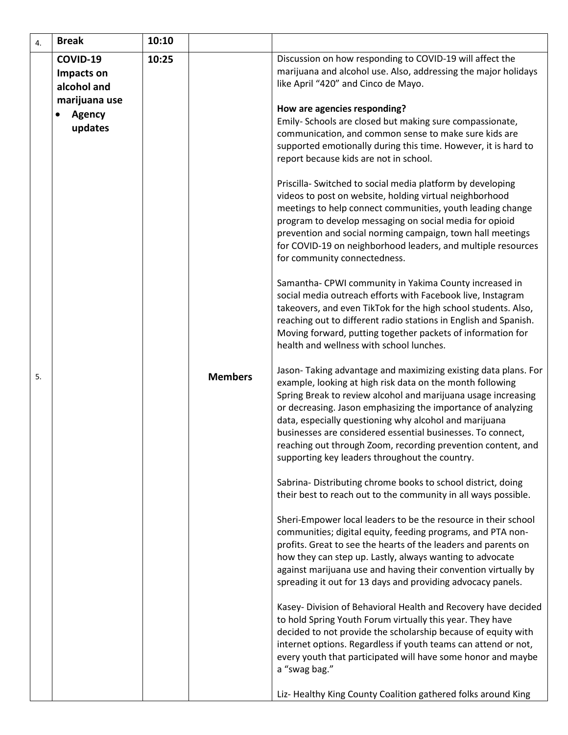| 4. | **Break** | **10:10** | | |
|---|---|---|---|---|
| 5. | **COVID-19 Impacts on alcohol and marijuana use**<br>• **Agency updates** | **10:25** | **Members** | Discussion on how responding to COVID-19 will affect the marijuana and alcohol use. Also, addressing the major holidays like April "420" and Cinco de Mayo.<br><br>**How are agencies responding?**<br>Emily- Schools are closed but making sure compassionate, communication, and common sense to make sure kids are supported emotionally during this time. However, it is hard to report because kids are not in school.<br><br>Priscilla- Switched to social media platform by developing videos to post on website, holding virtual neighborhood meetings to help connect communities, youth leading change program to develop messaging on social media for opioid prevention and social norming campaign, town hall meetings for COVID-19 on neighborhood leaders, and multiple resources for community connectedness.<br><br>Samantha- CPWI community in Yakima County increased in social media outreach efforts with Facebook live, Instagram takeovers, and even TikTok for the high school students. Also, reaching out to different radio stations in English and Spanish. Moving forward, putting together packets of information for health and wellness with school lunches.<br><br>Jason- Taking advantage and maximizing existing data plans. For example, looking at high risk data on the month following Spring Break to review alcohol and marijuana usage increasing or decreasing. Jason emphasizing the importance of analyzing data, especially questioning why alcohol and marijuana businesses are considered essential businesses. To connect, reaching out through Zoom, recording prevention content, and supporting key leaders throughout the country.<br><br>Sabrina- Distributing chrome books to school district, doing their best to reach out to the community in all ways possible.<br><br>Sheri-Empower local leaders to be the resource in their school communities; digital equity, feeding programs, and PTA non-profits. Great to see the hearts of the leaders and parents on how they can step up. Lastly, always wanting to advocate against marijuana use and having their convention virtually by spreading it out for 13 days and providing advocacy panels.<br><br>Kasey- Division of Behavioral Health and Recovery have decided to hold Spring Youth Forum virtually this year. They have decided to not provide the scholarship because of equity with internet options. Regardless if youth teams can attend or not, every youth that participated will have some honor and maybe a "swag bag."<br><br>Liz- Healthy King County Coalition gathered folks around King |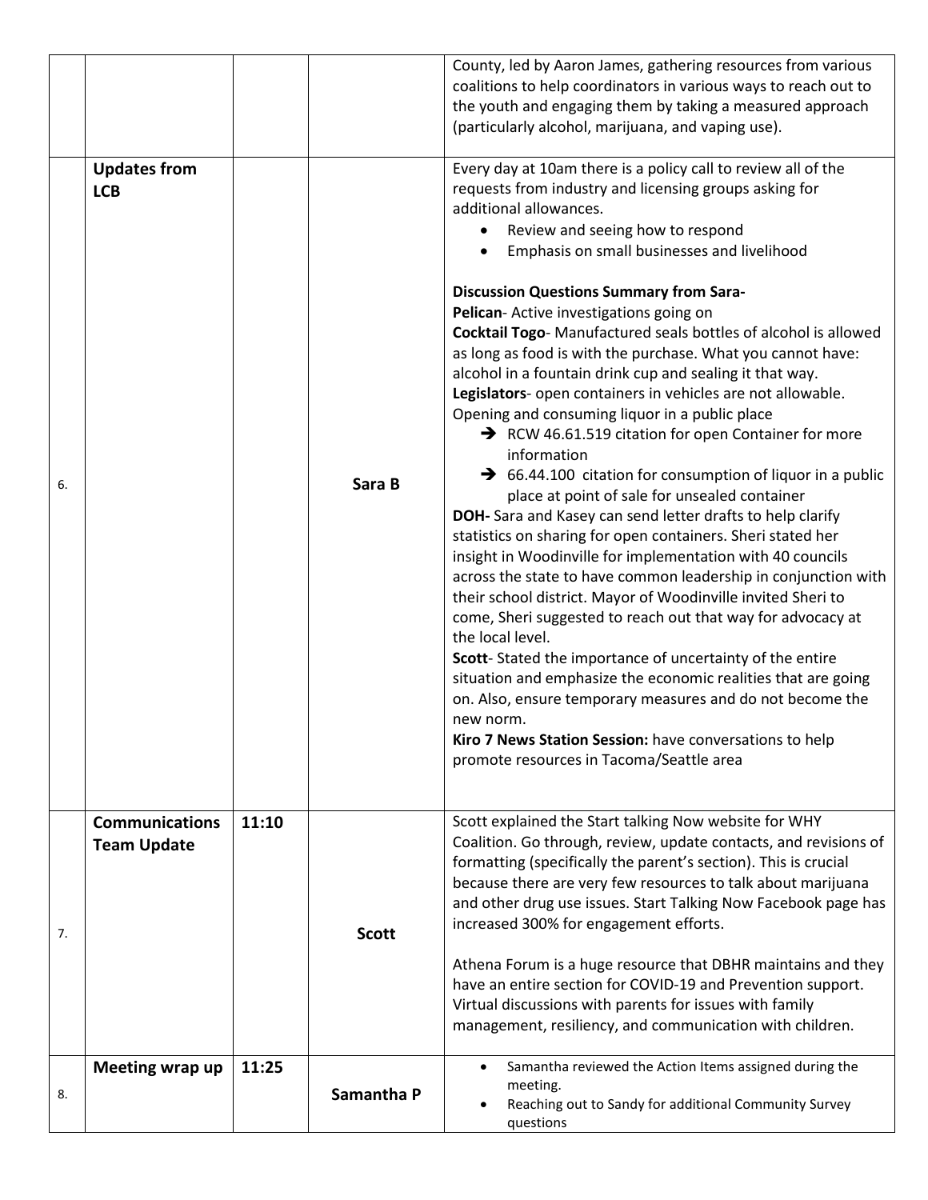| | | | | |
|---|---|---|---|---|
| | | | | County, led by Aaron James, gathering resources from various coalitions to help coordinators in various ways to reach out to the youth and engaging them by taking a measured approach (particularly alcohol, marijuana, and vaping use). |
| 6. | **Updates from LCB** | | **Sara B** | Every day at 10am there is a policy call to review all of the requests from industry and licensing groups asking for additional allowances.<br>• Review and seeing how to respond<br>• Emphasis on small businesses and livelihood<br><br>**Discussion Questions Summary from Sara-**<br>**Pelican**- Active investigations going on<br>**Cocktail Togo**- Manufactured seals bottles of alcohol is allowed as long as food is with the purchase. What you cannot have: alcohol in a fountain drink cup and sealing it that way.<br>**Legislators**- open containers in vehicles are not allowable. Opening and consuming liquor in a public place<br>➔ RCW 46.61.519 citation for open Container for more information<br>➔ 66.44.100 citation for consumption of liquor in a public place at point of sale for unsealed container<br>**DOH-** Sara and Kasey can send letter drafts to help clarify statistics on sharing for open containers. Sheri stated her insight in Woodinville for implementation with 40 councils across the state to have common leadership in conjunction with their school district. Mayor of Woodinville invited Sheri to come, Sheri suggested to reach out that way for advocacy at the local level.<br>**Scott**- Stated the importance of uncertainty of the entire situation and emphasize the economic realities that are going on. Also, ensure temporary measures and do not become the new norm.<br>**Kiro 7 News Station Session:** have conversations to help promote resources in Tacoma/Seattle area |
| 7. | **Communications Team Update** | 11:10 | **Scott** | Scott explained the Start talking Now website for WHY Coalition. Go through, review, update contacts, and revisions of formatting (specifically the parent's section). This is crucial because there are very few resources to talk about marijuana and other drug use issues. Start Talking Now Facebook page has increased 300% for engagement efforts.<br><br>Athena Forum is a huge resource that DBHR maintains and they have an entire section for COVID-19 and Prevention support. Virtual discussions with parents for issues with family management, resiliency, and communication with children. |
| 8. | **Meeting wrap up** | 11:25 | **Samantha P** | • Samantha reviewed the Action Items assigned during the meeting.<br>• Reaching out to Sandy for additional Community Survey questions |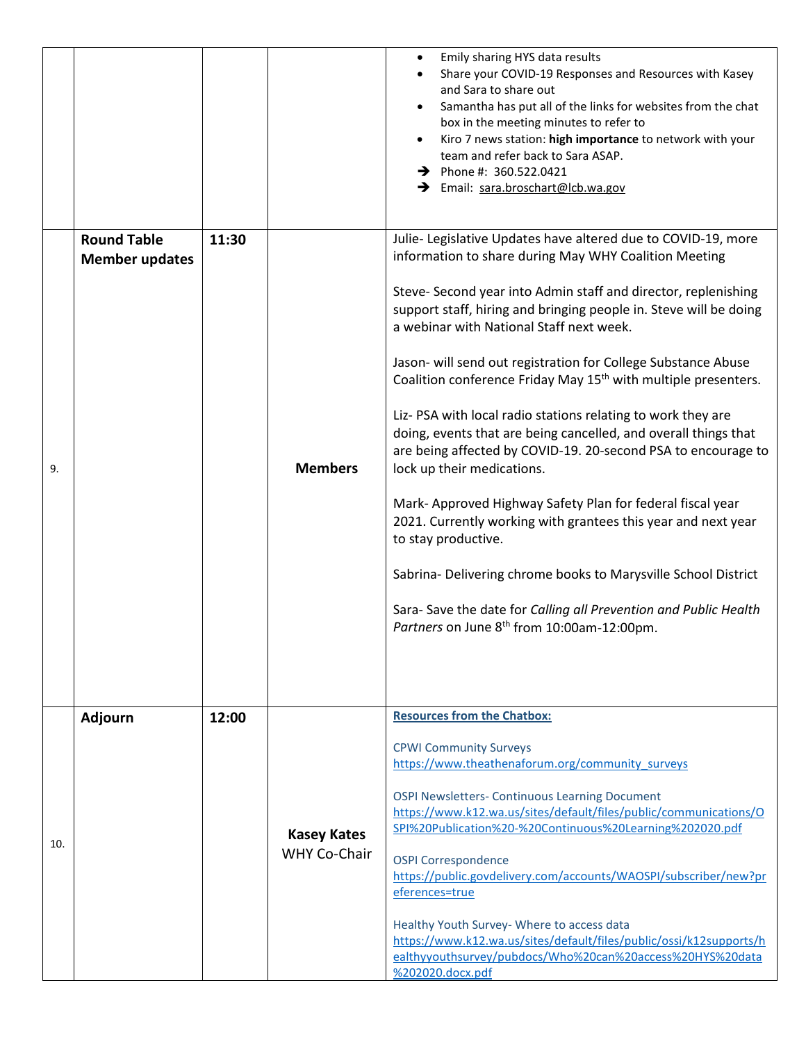| | | | | |
|---|---|---|---|---|
| | | | | • Emily sharing HYS data results<br>• Share your COVID-19 Responses and Resources with Kasey and Sara to share out<br>• Samantha has put all of the links for websites from the chat box in the meeting minutes to refer to<br>• Kiro 7 news station: **high importance** to network with your team and refer back to Sara ASAP.<br>➔ Phone #: 360.522.0421<br>➔ Email: sara.broschart@lcb.wa.gov |
| 9. | **Round Table Member updates** | **11:30** | **Members** | Julie- Legislative Updates have altered due to COVID-19, more information to share during May WHY Coalition Meeting<br><br>Steve- Second year into Admin staff and director, replenishing support staff, hiring and bringing people in. Steve will be doing a webinar with National Staff next week.<br><br>Jason- will send out registration for College Substance Abuse Coalition conference Friday May 15th with multiple presenters.<br><br>Liz- PSA with local radio stations relating to work they are doing, events that are being cancelled, and overall things that are being affected by COVID-19. 20-second PSA to encourage to lock up their medications.<br><br>Mark- Approved Highway Safety Plan for federal fiscal year 2021. Currently working with grantees this year and next year to stay productive.<br><br>Sabrina- Delivering chrome books to Marysville School District<br><br>Sara- Save the date for *Calling all Prevention and Public Health Partners* on June 8th from 10:00am-12:00pm. |
| 10. | **Adjourn** | **12:00** | **Kasey Kates** WHY Co-Chair | **Resources from the Chatbox:**<br><br>CPWI Community Surveys<br>https://www.theathenaforum.org/community_surveys<br><br>OSPI Newsletters- Continuous Learning Document<br>https://www.k12.wa.us/sites/default/files/public/communications/OSPI%20Publication%20-%20Continuous%20Learning%202020.pdf<br><br>OSPI Correspondence<br>https://public.govdelivery.com/accounts/WAOSPI/subscriber/new?preferences=true<br><br>Healthy Youth Survey- Where to access data<br>https://www.k12.wa.us/sites/default/files/public/ossi/k12supports/healthyyouthsurvey/pubdocs/Who%20can%20access%20HYS%20data%202020.docx.pdf |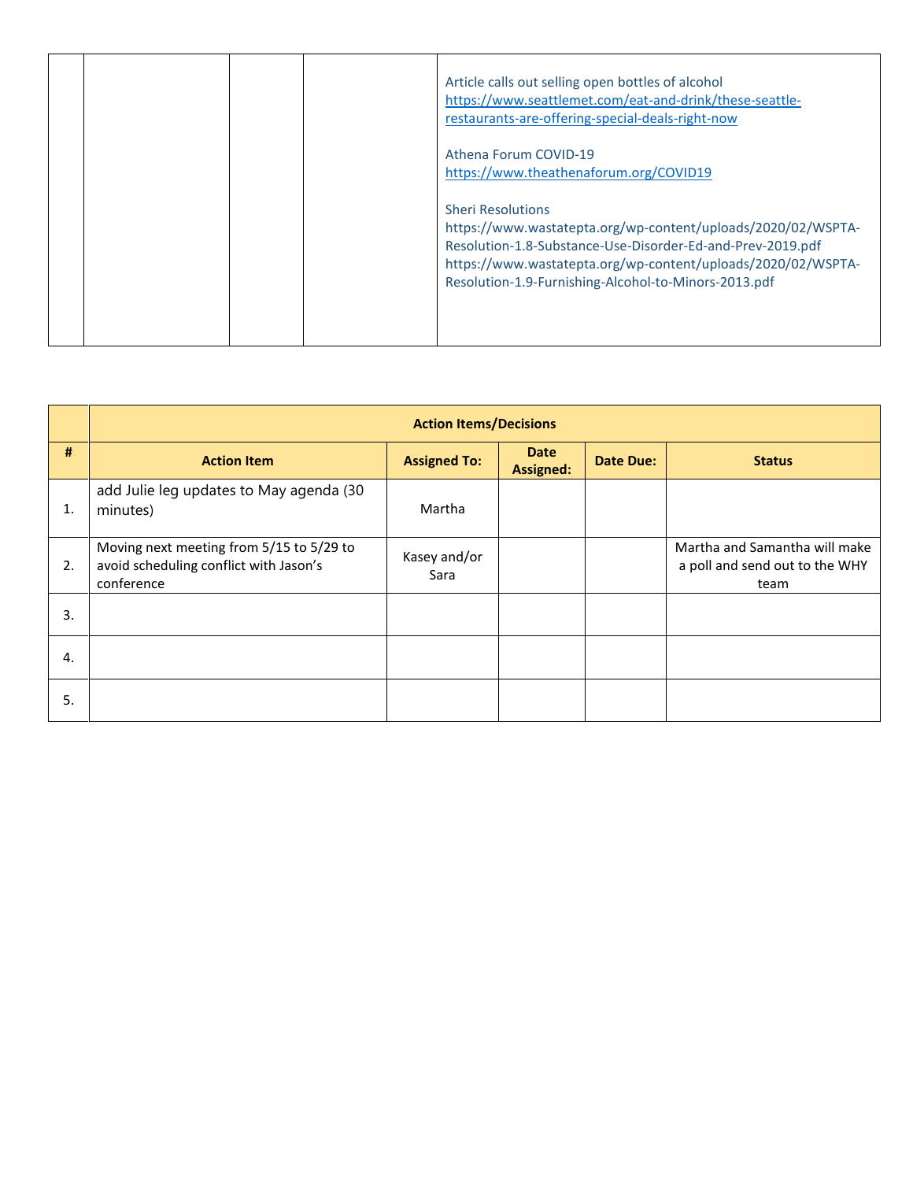| | | | | |
|---|---|---|---|---|
| | | | | Article calls out selling open bottles of alcohol<br>https://www.seattlemet.com/eat-and-drink/these-seattle-restaurants-are-offering-special-deals-right-now<br><br>Athena Forum COVID-19<br>https://www.theathenaforum.org/COVID19<br><br>Sheri Resolutions<br>https://www.wastatepta.org/wp-content/uploads/2020/02/WSPTA-Resolution-1.8-Substance-Use-Disorder-Ed-and-Prev-2019.pdf<br>https://www.wastatepta.org/wp-content/uploads/2020/02/WSPTA-Resolution-1.9-Furnishing-Alcohol-to-Minors-2013.pdf |

| | **Action Items/Decisions** | | | | |
|---|---|---|---|---|---|
| **#** | **Action Item** | **Assigned To:** | **Date Assigned:** | **Date Due:** | **Status** |
| 1. | add Julie leg updates to May agenda (30 minutes) | Martha | | | |
| 2. | Moving next meeting from 5/15 to 5/29 to avoid scheduling conflict with Jason's conference | Kasey and/or Sara | | | Martha and Samantha will make a poll and send out to the WHY team |
| 3. | | | | | |
| 4. | | | | | |
| 5. | | | | | |